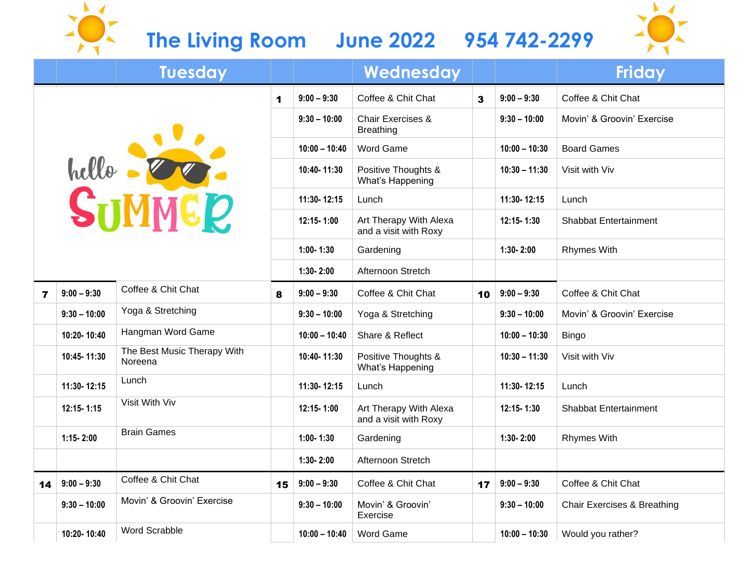# The Living Room June 2022 954 742-2299

| | Tuesday | | | Wednesday | | | Friday | |
|---|---|---|---|---|---|---|---|---|
| | | hello SUMMER | 1 | 9:00 – 9:30 | Coffee & Chit Chat | 3 | 9:00 – 9:30 | Coffee & Chit Chat |
| | | | | 9:30 – 10:00 | Chair Exercises & Breathing | | 9:30 – 10:00 | Movin' & Groovin' Exercise |
| | | | | 10:00 – 10:40 | Word Game | | 10:00 – 10:30 | Board Games |
| | | | | 10:40- 11:30 | Positive Thoughts & What's Happening | | 10:30 – 11:30 | Visit with Viv |
| | | | | 11:30- 12:15 | Lunch | | 11:30- 12:15 | Lunch |
| | | | | 12:15- 1:00 | Art Therapy With Alexa and a visit with Roxy | | 12:15- 1:30 | Shabbat Entertainment |
| | | | | 1:00- 1:30 | Gardening | | 1:30- 2:00 | Rhymes With |
| | | | | 1:30- 2:00 | Afternoon Stretch | | | |
| 7 | 9:00 – 9:30 | Coffee & Chit Chat | 8 | 9:00 – 9:30 | Coffee & Chit Chat | 10 | 9:00 – 9:30 | Coffee & Chit Chat |
| | 9:30 – 10:00 | Yoga & Stretching | | 9:30 – 10:00 | Yoga & Stretching | | 9:30 – 10:00 | Movin' & Groovin' Exercise |
| | 10:20- 10:40 | Hangman Word Game | | 10:00 – 10:40 | Share & Reflect | | 10:00 – 10:30 | Bingo |
| | 10:45- 11:30 | The Best Music Therapy With Noreena | | 10:40- 11:30 | Positive Thoughts & What's Happening | | 10:30 – 11:30 | Visit with Viv |
| | 11:30- 12:15 | Lunch | | 11:30- 12:15 | Lunch | | 11:30- 12:15 | Lunch |
| | 12:15- 1:15 | Visit With Viv | | 12:15- 1:00 | Art Therapy With Alexa and a visit with Roxy | | 12:15- 1:30 | Shabbat Entertainment |
| | 1:15- 2:00 | Brain Games | | 1:00- 1:30 | Gardening | | 1:30- 2:00 | Rhymes With |
| | | | | 1:30- 2:00 | Afternoon Stretch | | | |
| 14 | 9:00 – 9:30 | Coffee & Chit Chat | 15 | 9:00 – 9:30 | Coffee & Chit Chat | 17 | 9:00 – 9:30 | Coffee & Chit Chat |
| | 9:30 – 10:00 | Movin' & Groovin' Exercise | | 9:30 – 10:00 | Movin' & Groovin' Exercise | | 9:30 – 10:00 | Chair Exercises & Breathing |
| | 10:20- 10:40 | Word Scrabble | | 10:00 – 10:40 | Word Game | | 10:00 – 10:30 | Would you rather? |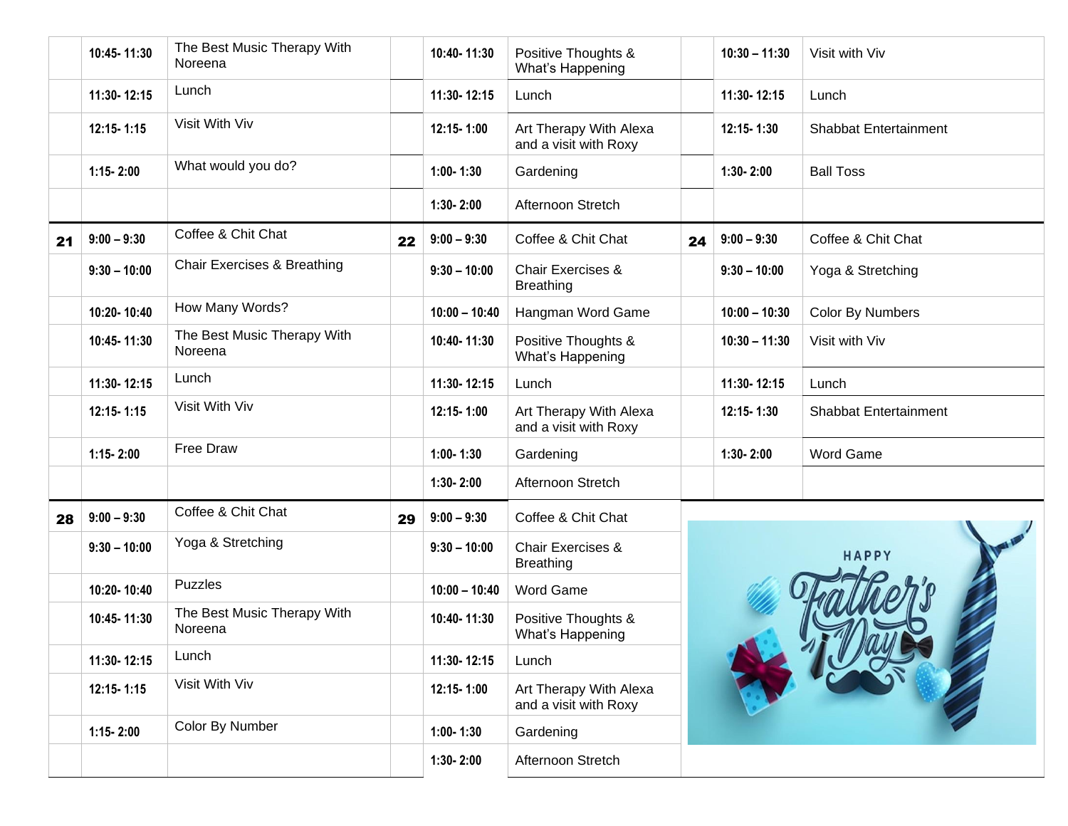| | | | | | | | | |
|---|---|---|---|---|---|---|---|---|
| | 10:45- 11:30 | The Best Music Therapy With Noreena | | 10:40- 11:30 | Positive Thoughts & What's Happening | | 10:30 – 11:30 | Visit with Viv |
| | 11:30- 12:15 | Lunch | | 11:30- 12:15 | Lunch | | 11:30- 12:15 | Lunch |
| | 12:15- 1:15 | Visit With Viv | | 12:15- 1:00 | Art Therapy With Alexa and a visit with Roxy | | 12:15- 1:30 | Shabbat Entertainment |
| | 1:15- 2:00 | What would you do? | | 1:00- 1:30 | Gardening | | 1:30- 2:00 | Ball Toss |
| | | | | 1:30- 2:00 | Afternoon Stretch | | | |
| **21** | 9:00 – 9:30 | Coffee & Chit Chat | **22** | 9:00 – 9:30 | Coffee & Chit Chat | **24** | 9:00 – 9:30 | Coffee & Chit Chat |
| | 9:30 – 10:00 | Chair Exercises & Breathing | | 9:30 – 10:00 | Chair Exercises & Breathing | | 9:30 – 10:00 | Yoga & Stretching |
| | 10:20- 10:40 | How Many Words? | | 10:00 – 10:40 | Hangman Word Game | | 10:00 – 10:30 | Color By Numbers |
| | 10:45- 11:30 | The Best Music Therapy With Noreena | | 10:40- 11:30 | Positive Thoughts & What's Happening | | 10:30 – 11:30 | Visit with Viv |
| | 11:30- 12:15 | Lunch | | 11:30- 12:15 | Lunch | | 11:30- 12:15 | Lunch |
| | 12:15- 1:15 | Visit With Viv | | 12:15- 1:00 | Art Therapy With Alexa and a visit with Roxy | | 12:15- 1:30 | Shabbat Entertainment |
| | 1:15- 2:00 | Free Draw | | 1:00- 1:30 | Gardening | | 1:30- 2:00 | Word Game |
| | | | | 1:30- 2:00 | Afternoon Stretch | | | |
| **28** | 9:00 – 9:30 | Coffee & Chit Chat | **29** | 9:00 – 9:30 | Coffee & Chit Chat | | | |
| | 9:30 – 10:00 | Yoga & Stretching | | 9:30 – 10:00 | Chair Exercises & Breathing | | | |
| | 10:20- 10:40 | Puzzles | | 10:00 – 10:40 | Word Game | | | |
| | 10:45- 11:30 | The Best Music Therapy With Noreena | | 10:40- 11:30 | Positive Thoughts & What's Happening | | | |
| | 11:30- 12:15 | Lunch | | 11:30- 12:15 | Lunch | | | |
| | 12:15- 1:15 | Visit With Viv | | 12:15- 1:00 | Art Therapy With Alexa and a visit with Roxy | | | |
| | 1:15- 2:00 | Color By Number | | 1:00- 1:30 | Gardening | | | |
| | | | | 1:30- 2:00 | Afternoon Stretch | | | |

HAPPY Father's Day